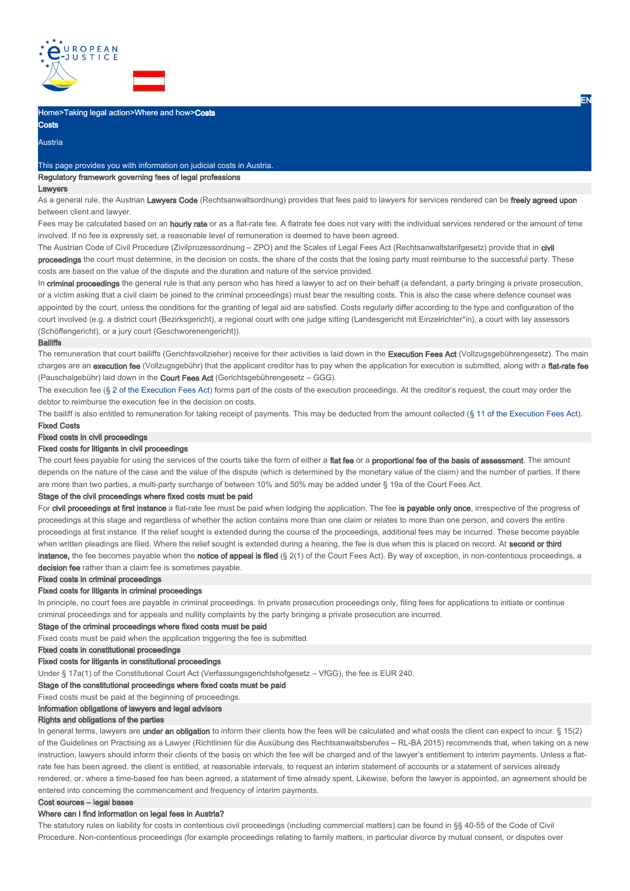Home>Taking legal action>Where and how>**Costs**

# Costs

Austria

This page provides you with information on judicial costs in Austria.

## Regulatory framework governing fees of legal professions

### Lawyers

As a general rule, the Austrian **Lawyers Code** (Rechtsanwaltsordnung) provides that fees paid to lawyers for services rendered can be **freely agreed upon** between client and lawyer.

Fees may be calculated based on an **hourly rate** or as a flat-rate fee. A flatrate fee does not vary with the individual services rendered or the amount of time involved. If no fee is expressly set, a reasonable level of remuneration is deemed to have been agreed.

The Austrian Code of Civil Procedure (Zivilprozessordnung – ZPO) and the Scales of Legal Fees Act (Rechtsanwaltstarifgesetz) provide that in **civil proceedings** the court must determine, in the decision on costs, the share of the costs that the losing party must reimburse to the successful party. These costs are based on the value of the dispute and the duration and nature of the service provided.

In **criminal proceedings** the general rule is that any person who has hired a lawyer to act on their behalf (a defendant, a party bringing a private prosecution, or a victim asking that a civil claim be joined to the criminal proceedings) must bear the resulting costs. This is also the case where defence counsel was appointed by the court, unless the conditions for the granting of legal aid are satisfied. Costs regularly differ according to the type and configuration of the court involved (e.g. a district court (Bezirksgericht), a regional court with one judge sitting (Landesgericht mit Einzelrichter*in), a court with lay assessors (Schöffengericht), or a jury court (Geschworenengericht)).

### Bailiffs

The remuneration that court bailiffs (Gerichtsvollzieher) receive for their activities is laid down in the **Execution Fees Act** (Vollzugsgebührengesetz). The main charges are an **execution fee** (Vollzugsgebühr) that the applicant creditor has to pay when the application for execution is submitted, along with a **flat-rate fee** (Pauschalgebühr) laid down in the **Court Fees Act** (Gerichtsgebührengesetz – GGG).

The execution fee (§ 2 of the Execution Fees Act) forms part of the costs of the execution proceedings. At the creditor's request, the court may order the debtor to reimburse the execution fee in the decision on costs.

The bailiff is also entitled to remuneration for taking receipt of payments. This may be deducted from the amount collected (§ 11 of the Execution Fees Act).

## Fixed Costs

### Fixed costs in civil proceedings

#### Fixed costs for litigants in civil proceedings

The court fees payable for using the services of the courts take the form of either a **flat fee** or a **proportional fee of the basis of assessment**. The amount depends on the nature of the case and the value of the dispute (which is determined by the monetary value of the claim) and the number of parties. If there are more than two parties, a multi-party surcharge of between 10% and 50% may be added under § 19a of the Court Fees Act.

#### Stage of the civil proceedings where fixed costs must be paid

For **civil proceedings at first instance** a flat-rate fee must be paid when lodging the application. The fee **is payable only once**, irrespective of the progress of proceedings at this stage and regardless of whether the action contains more than one claim or relates to more than one person, and covers the entire proceedings at first instance. If the relief sought is extended during the course of the proceedings, additional fees may be incurred. These become payable when written pleadings are filed. Where the relief sought is extended during a hearing, the fee is due when this is placed on record. At **second or third instance,** the fee becomes payable when the **notice of appeal is filed** (§ 2(1) of the Court Fees Act). By way of exception, in non-contentious proceedings, a **decision fee** rather than a claim fee is sometimes payable.

### Fixed costs in criminal proceedings

#### Fixed costs for litigants in criminal proceedings

In principle, no court fees are payable in criminal proceedings. In private prosecution proceedings only, filing fees for applications to initiate or continue criminal proceedings and for appeals and nullity complaints by the party bringing a private prosecution are incurred.

#### Stage of the criminal proceedings where fixed costs must be paid

Fixed costs must be paid when the application triggering the fee is submitted.

### Fixed costs in constitutional proceedings

#### Fixed costs for litigants in constitutional proceedings

Under § 17a(1) of the Constitutional Court Act (Verfassungsgerichtshofgesetz – VfGG), the fee is EUR 240.

#### Stage of the constitutional proceedings where fixed costs must be paid

Fixed costs must be paid at the beginning of proceedings.

## Information obligations of lawyers and legal advisors

### Rights and obligations of the parties

In general terms, lawyers are **under an obligation** to inform their clients how the fees will be calculated and what costs the client can expect to incur. § 15(2) of the Guidelines on Practising as a Lawyer (Richtlinien für die Ausübung des Rechtsanwaltsberufes – RL-BA 2015) recommends that, when taking on a new instruction, lawyers should inform their clients of the basis on which the fee will be charged and of the lawyer's entitlement to interim payments. Unless a flat-rate fee has been agreed, the client is entitled, at reasonable intervals, to request an interim statement of accounts or a statement of services already rendered, or, where a time-based fee has been agreed, a statement of time already spent. Likewise, before the lawyer is appointed, an agreement should be entered into concerning the commencement and frequency of interim payments.

## Cost sources – legal bases

### Where can I find information on legal fees in Austria?

The statutory rules on liability for costs in contentious civil proceedings (including commercial matters) can be found in §§ 40-55 of the Code of Civil Procedure. Non-contentious proceedings (for example proceedings relating to family matters, in particular divorce by mutual consent, or disputes over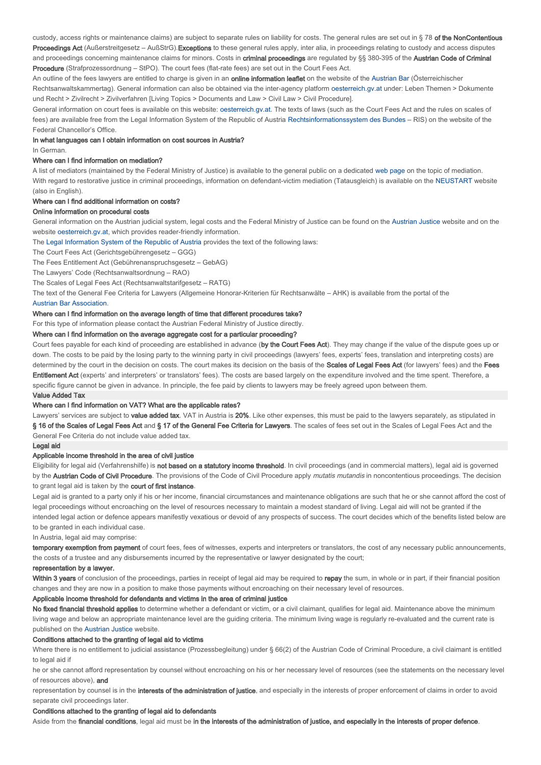custody, access rights or maintenance claims) are subject to separate rules on liability for costs. The general rules are set out in § 78 **of the NonContentious Proceedings Act** (Außerstreitgesetz – AußStrG).**Exceptions** to these general rules apply, inter alia, in proceedings relating to custody and access disputes and proceedings concerning maintenance claims for minors. Costs in **criminal proceedings** are regulated by §§ 380-395 of the **Austrian Code of Criminal Procedure** (Strafprozessordnung – StPO). The court fees (flat-rate fees) are set out in the Court Fees Act.

An outline of the fees lawyers are entitled to charge is given in an **online information leaflet** on the website of the Austrian Bar (Österreichischer Rechtsanwaltskammertag). General information can also be obtained via the inter-agency platform oesterreich.gv.at under: Leben Themen > Dokumente und Recht > Zivilrecht > Zivilverfahren [Living Topics > Documents and Law > Civil Law > Civil Procedure].

General information on court fees is available on this website: oesterreich.gv.at. The texts of laws (such as the Court Fees Act and the rules on scales of fees) are available free from the Legal Information System of the Republic of Austria Rechtsinformationssystem des Bundes – RIS) on the website of the Federal Chancellor's Office.

**In what languages can I obtain information on cost sources in Austria?**

In German.

**Where can I find information on mediation?**

A list of mediators (maintained by the Federal Ministry of Justice) is available to the general public on a dedicated web page on the topic of mediation.

With regard to restorative justice in criminal proceedings, information on defendant-victim mediation (Tatausgleich) is available on the NEUSTART website (also in English).

**Where can I find additional information on costs?**

**Online information on procedural costs**

General information on the Austrian judicial system, legal costs and the Federal Ministry of Justice can be found on the Austrian Justice website and on the website oesterreich.gv.at, which provides reader-friendly information.

The Legal Information System of the Republic of Austria provides the text of the following laws:

The Court Fees Act (Gerichtsgebührengesetz – GGG)

The Fees Entitlement Act (Gebührenanspruchsgesetz – GebAG)

The Lawyers' Code (Rechtsanwaltsordnung – RAO)

The Scales of Legal Fees Act (Rechtsanwaltstarifgesetz – RATG)

The text of the General Fee Criteria for Lawyers (Allgemeine Honorar-Kriterien für Rechtsanwälte – AHK) is available from the portal of the Austrian Bar Association.

**Where can I find information on the average length of time that different procedures take?**

For this type of information please contact the Austrian Federal Ministry of Justice directly.

**Where can I find information on the average aggregate cost for a particular proceeding?**

Court fees payable for each kind of proceeding are established in advance (**by the Court Fees Act**). They may change if the value of the dispute goes up or down. The costs to be paid by the losing party to the winning party in civil proceedings (lawyers' fees, experts' fees, translation and interpreting costs) are determined by the court in the decision on costs. The court makes its decision on the basis of the **Scales of Legal Fees Act** (for lawyers' fees) and the **Fees Entitlement Act** (experts' and interpreters' or translators' fees). The costs are based largely on the expenditure involved and the time spent. Therefore, a specific figure cannot be given in advance. In principle, the fee paid by clients to lawyers may be freely agreed upon between them.

## Value Added Tax

**Where can I find information on VAT? What are the applicable rates?**

Lawyers' services are subject to **value added tax**. VAT in Austria is **20%**. Like other expenses, this must be paid to the lawyers separately, as stipulated in **§ 16 of the Scales of Legal Fees Act** and **§ 17 of the General Fee Criteria for Lawyers**. The scales of fees set out in the Scales of Legal Fees Act and the General Fee Criteria do not include value added tax.

## Legal aid

**Applicable income threshold in the area of civil justice**

Eligibility for legal aid (Verfahrenshilfe) is **not based on a statutory income threshold**. In civil proceedings (and in commercial matters), legal aid is governed by the **Austrian Code of Civil Procedure**. The provisions of the Code of Civil Procedure apply *mutatis mutandis* in noncontentious proceedings. The decision to grant legal aid is taken by the **court of first instance**.

Legal aid is granted to a party only if his or her income, financial circumstances and maintenance obligations are such that he or she cannot afford the cost of legal proceedings without encroaching on the level of resources necessary to maintain a modest standard of living. Legal aid will not be granted if the intended legal action or defence appears manifestly vexatious or devoid of any prospects of success. The court decides which of the benefits listed below are to be granted in each individual case.

In Austria, legal aid may comprise:

**temporary exemption from payment** of court fees, fees of witnesses, experts and interpreters or translators, the cost of any necessary public announcements, the costs of a trustee and any disbursements incurred by the representative or lawyer designated by the court;

**representation by a lawyer.**

**Within 3 years** of conclusion of the proceedings, parties in receipt of legal aid may be required to **repay** the sum, in whole or in part, if their financial position changes and they are now in a position to make those payments without encroaching on their necessary level of resources.

**Applicable income threshold for defendants and victims in the area of criminal justice**

**No fixed financial threshold applies** to determine whether a defendant or victim, or a civil claimant, qualifies for legal aid. Maintenance above the minimum living wage and below an appropriate maintenance level are the guiding criteria. The minimum living wage is regularly re-evaluated and the current rate is published on the Austrian Justice website.

**Conditions attached to the granting of legal aid to victims**

Where there is no entitlement to judicial assistance (Prozessbegleitung) under § 66(2) of the Austrian Code of Criminal Procedure, a civil claimant is entitled to legal aid if

he or she cannot afford representation by counsel without encroaching on his or her necessary level of resources (see the statements on the necessary level of resources above), **and**

representation by counsel is in the **interests of the administration of justice**, and especially in the interests of proper enforcement of claims in order to avoid separate civil proceedings later.

**Conditions attached to the granting of legal aid to defendants**

Aside from the **financial conditions**, legal aid must be **in the interests of the administration of justice, and especially in the interests of proper defence**.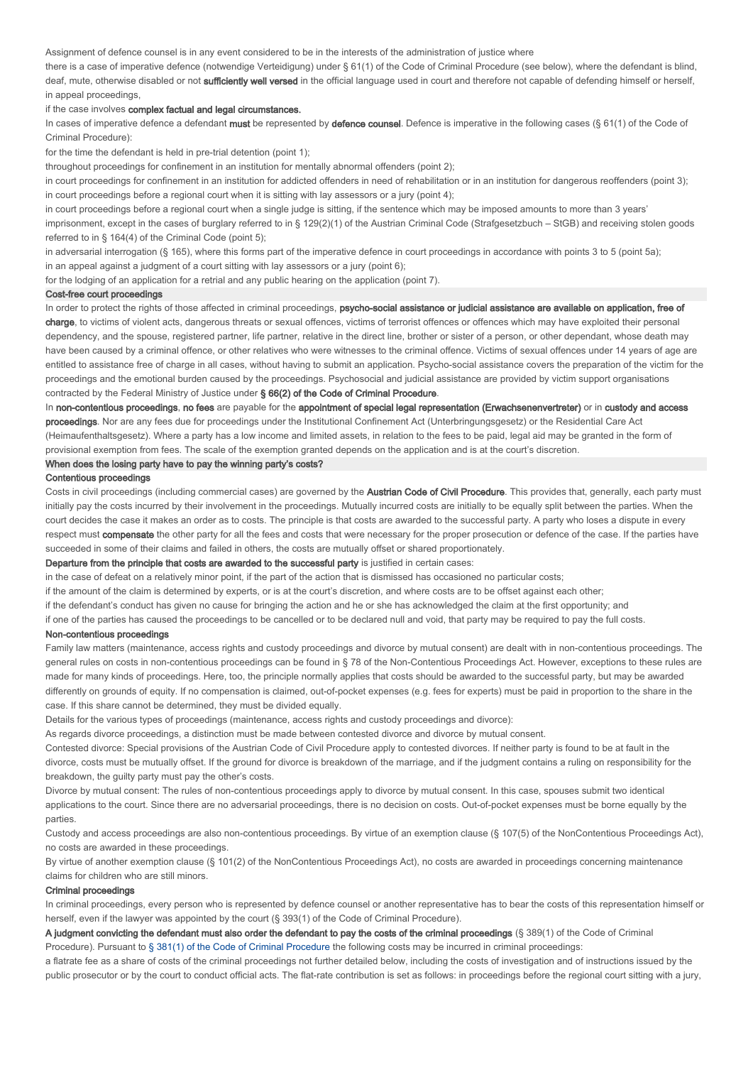Assignment of defence counsel is in any event considered to be in the interests of the administration of justice where

there is a case of imperative defence (notwendige Verteidigung) under § 61(1) of the Code of Criminal Procedure (see below), where the defendant is blind, deaf, mute, otherwise disabled or not **sufficiently well versed** in the official language used in court and therefore not capable of defending himself or herself, in appeal proceedings,

if the case involves **complex factual and legal circumstances.**

In cases of imperative defence a defendant **must** be represented by **defence counsel**. Defence is imperative in the following cases (§ 61(1) of the Code of Criminal Procedure):

for the time the defendant is held in pre-trial detention (point 1);

throughout proceedings for confinement in an institution for mentally abnormal offenders (point 2);

in court proceedings for confinement in an institution for addicted offenders in need of rehabilitation or in an institution for dangerous reoffenders (point 3);

in court proceedings before a regional court when it is sitting with lay assessors or a jury (point 4);

in court proceedings before a regional court when a single judge is sitting, if the sentence which may be imposed amounts to more than 3 years' imprisonment, except in the cases of burglary referred to in § 129(2)(1) of the Austrian Criminal Code (Strafgesetzbuch – StGB) and receiving stolen goods referred to in § 164(4) of the Criminal Code (point 5);

in adversarial interrogation (§ 165), where this forms part of the imperative defence in court proceedings in accordance with points 3 to 5 (point 5a);

in an appeal against a judgment of a court sitting with lay assessors or a jury (point 6);

for the lodging of an application for a retrial and any public hearing on the application (point 7).

## Cost-free court proceedings

In order to protect the rights of those affected in criminal proceedings, **psycho-social assistance or judicial assistance are available on application, free of charge**, to victims of violent acts, dangerous threats or sexual offences, victims of terrorist offences or offences which may have exploited their personal dependency, and the spouse, registered partner, life partner, relative in the direct line, brother or sister of a person, or other dependant, whose death may have been caused by a criminal offence, or other relatives who were witnesses to the criminal offence. Victims of sexual offences under 14 years of age are entitled to assistance free of charge in all cases, without having to submit an application. Psycho-social assistance covers the preparation of the victim for the proceedings and the emotional burden caused by the proceedings. Psychosocial and judicial assistance are provided by victim support organisations contracted by the Federal Ministry of Justice under **§ 66(2) of the Code of Criminal Procedure**.

In **non-contentious proceedings**, **no fees** are payable for the **appointment of special legal representation (Erwachsenenvertreter)** or in **custody and access proceedings**. Nor are any fees due for proceedings under the Institutional Confinement Act (Unterbringungsgesetz) or the Residential Care Act (Heimaufenthaltsgesetz). Where a party has a low income and limited assets, in relation to the fees to be paid, legal aid may be granted in the form of provisional exemption from fees. The scale of the exemption granted depends on the application and is at the court's discretion.

## When does the losing party have to pay the winning party's costs?

### Contentious proceedings

Costs in civil proceedings (including commercial cases) are governed by the **Austrian Code of Civil Procedure**. This provides that, generally, each party must initially pay the costs incurred by their involvement in the proceedings. Mutually incurred costs are initially to be equally split between the parties. When the court decides the case it makes an order as to costs. The principle is that costs are awarded to the successful party. A party who loses a dispute in every respect must **compensate** the other party for all the fees and costs that were necessary for the proper prosecution or defence of the case. If the parties have succeeded in some of their claims and failed in others, the costs are mutually offset or shared proportionately.

**Departure from the principle that costs are awarded to the successful party** is justified in certain cases:

in the case of defeat on a relatively minor point, if the part of the action that is dismissed has occasioned no particular costs;

if the amount of the claim is determined by experts, or is at the court's discretion, and where costs are to be offset against each other;

if the defendant's conduct has given no cause for bringing the action and he or she has acknowledged the claim at the first opportunity; and

if one of the parties has caused the proceedings to be cancelled or to be declared null and void, that party may be required to pay the full costs.

### Non-contentious proceedings

Family law matters (maintenance, access rights and custody proceedings and divorce by mutual consent) are dealt with in non-contentious proceedings. The general rules on costs in non-contentious proceedings can be found in § 78 of the Non-Contentious Proceedings Act. However, exceptions to these rules are made for many kinds of proceedings. Here, too, the principle normally applies that costs should be awarded to the successful party, but may be awarded differently on grounds of equity. If no compensation is claimed, out-of-pocket expenses (e.g. fees for experts) must be paid in proportion to the share in the case. If this share cannot be determined, they must be divided equally.

Details for the various types of proceedings (maintenance, access rights and custody proceedings and divorce):

As regards divorce proceedings, a distinction must be made between contested divorce and divorce by mutual consent.

Contested divorce: Special provisions of the Austrian Code of Civil Procedure apply to contested divorces. If neither party is found to be at fault in the divorce, costs must be mutually offset. If the ground for divorce is breakdown of the marriage, and if the judgment contains a ruling on responsibility for the breakdown, the guilty party must pay the other's costs.

Divorce by mutual consent: The rules of non-contentious proceedings apply to divorce by mutual consent. In this case, spouses submit two identical applications to the court. Since there are no adversarial proceedings, there is no decision on costs. Out-of-pocket expenses must be borne equally by the parties.

Custody and access proceedings are also non-contentious proceedings. By virtue of an exemption clause (§ 107(5) of the NonContentious Proceedings Act), no costs are awarded in these proceedings.

By virtue of another exemption clause (§ 101(2) of the NonContentious Proceedings Act), no costs are awarded in proceedings concerning maintenance claims for children who are still minors.

### Criminal proceedings

In criminal proceedings, every person who is represented by defence counsel or another representative has to bear the costs of this representation himself or herself, even if the lawyer was appointed by the court (§ 393(1) of the Code of Criminal Procedure).

**A judgment convicting the defendant must also order the defendant to pay the costs of the criminal proceedings** (§ 389(1) of the Code of Criminal Procedure). Pursuant to § 381(1) of the Code of Criminal Procedure the following costs may be incurred in criminal proceedings:

a flatrate fee as a share of costs of the criminal proceedings not further detailed below, including the costs of investigation and of instructions issued by the public prosecutor or by the court to conduct official acts. The flat-rate contribution is set as follows: in proceedings before the regional court sitting with a jury,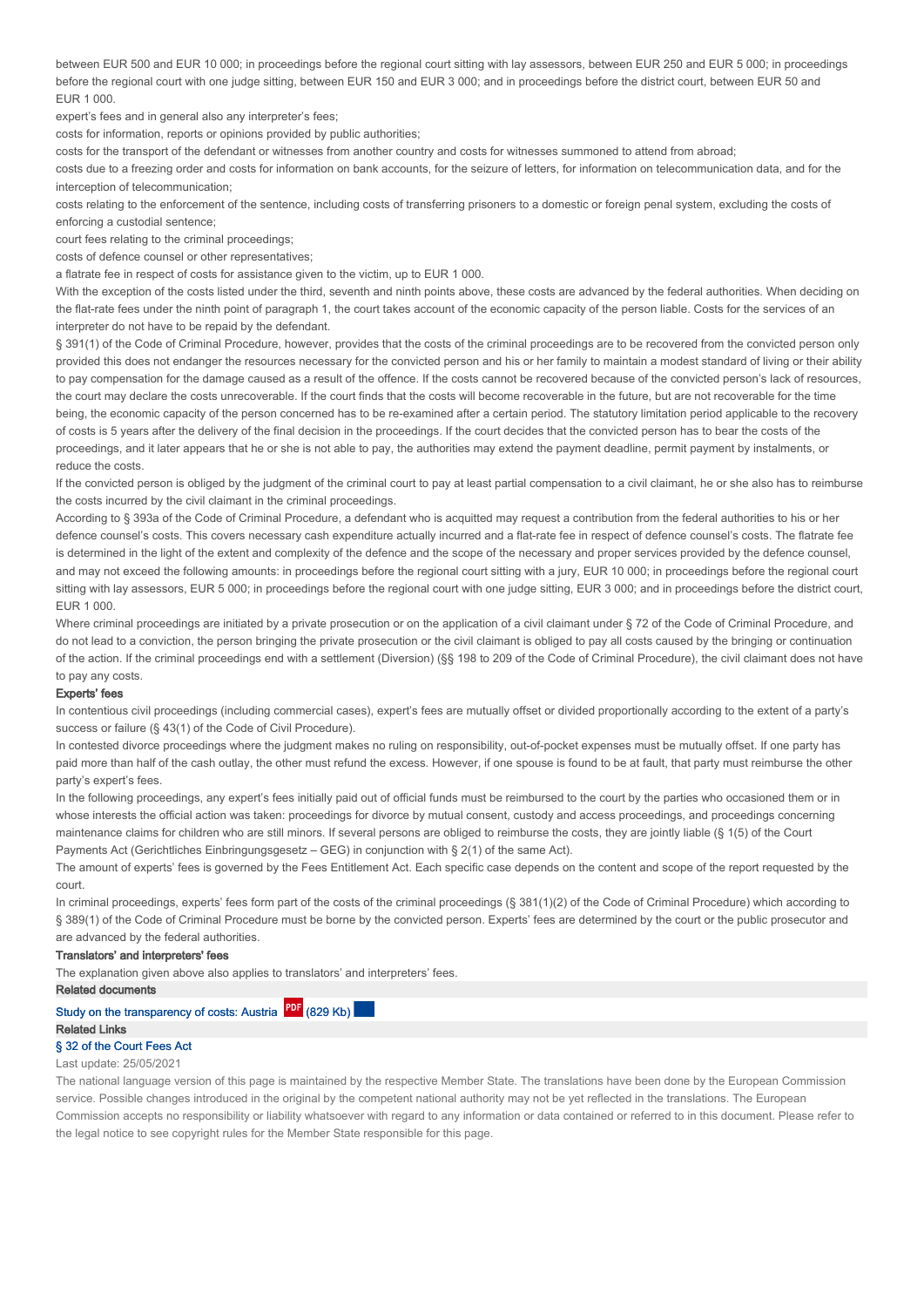between EUR 500 and EUR 10 000; in proceedings before the regional court sitting with lay assessors, between EUR 250 and EUR 5 000; in proceedings before the regional court with one judge sitting, between EUR 150 and EUR 3 000; and in proceedings before the district court, between EUR 50 and EUR 1 000.

expert's fees and in general also any interpreter's fees;

costs for information, reports or opinions provided by public authorities;

costs for the transport of the defendant or witnesses from another country and costs for witnesses summoned to attend from abroad;

costs due to a freezing order and costs for information on bank accounts, for the seizure of letters, for information on telecommunication data, and for the interception of telecommunication;

costs relating to the enforcement of the sentence, including costs of transferring prisoners to a domestic or foreign penal system, excluding the costs of enforcing a custodial sentence;

court fees relating to the criminal proceedings;

costs of defence counsel or other representatives;

a flatrate fee in respect of costs for assistance given to the victim, up to EUR 1 000.

With the exception of the costs listed under the third, seventh and ninth points above, these costs are advanced by the federal authorities. When deciding on the flat-rate fees under the ninth point of paragraph 1, the court takes account of the economic capacity of the person liable. Costs for the services of an interpreter do not have to be repaid by the defendant.

§ 391(1) of the Code of Criminal Procedure, however, provides that the costs of the criminal proceedings are to be recovered from the convicted person only provided this does not endanger the resources necessary for the convicted person and his or her family to maintain a modest standard of living or their ability to pay compensation for the damage caused as a result of the offence. If the costs cannot be recovered because of the convicted person's lack of resources, the court may declare the costs unrecoverable. If the court finds that the costs will become recoverable in the future, but are not recoverable for the time being, the economic capacity of the person concerned has to be re-examined after a certain period. The statutory limitation period applicable to the recovery of costs is 5 years after the delivery of the final decision in the proceedings. If the court decides that the convicted person has to bear the costs of the proceedings, and it later appears that he or she is not able to pay, the authorities may extend the payment deadline, permit payment by instalments, or reduce the costs.

If the convicted person is obliged by the judgment of the criminal court to pay at least partial compensation to a civil claimant, he or she also has to reimburse the costs incurred by the civil claimant in the criminal proceedings.

According to § 393a of the Code of Criminal Procedure, a defendant who is acquitted may request a contribution from the federal authorities to his or her defence counsel's costs. This covers necessary cash expenditure actually incurred and a flat-rate fee in respect of defence counsel's costs. The flatrate fee is determined in the light of the extent and complexity of the defence and the scope of the necessary and proper services provided by the defence counsel, and may not exceed the following amounts: in proceedings before the regional court sitting with a jury, EUR 10 000; in proceedings before the regional court sitting with lay assessors, EUR 5 000; in proceedings before the regional court with one judge sitting, EUR 3 000; and in proceedings before the district court, EUR 1 000.

Where criminal proceedings are initiated by a private prosecution or on the application of a civil claimant under § 72 of the Code of Criminal Procedure, and do not lead to a conviction, the person bringing the private prosecution or the civil claimant is obliged to pay all costs caused by the bringing or continuation of the action. If the criminal proceedings end with a settlement (Diversion) (§§ 198 to 209 of the Code of Criminal Procedure), the civil claimant does not have to pay any costs.

**Experts' fees**

In contentious civil proceedings (including commercial cases), expert's fees are mutually offset or divided proportionally according to the extent of a party's success or failure (§ 43(1) of the Code of Civil Procedure).

In contested divorce proceedings where the judgment makes no ruling on responsibility, out-of-pocket expenses must be mutually offset. If one party has paid more than half of the cash outlay, the other must refund the excess. However, if one spouse is found to be at fault, that party must reimburse the other party's expert's fees.

In the following proceedings, any expert's fees initially paid out of official funds must be reimbursed to the court by the parties who occasioned them or in whose interests the official action was taken: proceedings for divorce by mutual consent, custody and access proceedings, and proceedings concerning maintenance claims for children who are still minors. If several persons are obliged to reimburse the costs, they are jointly liable (§ 1(5) of the Court Payments Act (Gerichtliches Einbringungsgesetz – GEG) in conjunction with § 2(1) of the same Act).

The amount of experts' fees is governed by the Fees Entitlement Act. Each specific case depends on the content and scope of the report requested by the court.

In criminal proceedings, experts' fees form part of the costs of the criminal proceedings (§ 381(1)(2) of the Code of Criminal Procedure) which according to § 389(1) of the Code of Criminal Procedure must be borne by the convicted person. Experts' fees are determined by the court or the public prosecutor and are advanced by the federal authorities.

**Translators' and interpreters' fees**

The explanation given above also applies to translators' and interpreters' fees.

**Related documents**

Study on the transparency of costs: Austria PDF (829 Kb)

**Related Links**

§ 32 of the Court Fees Act

Last update: 25/05/2021

The national language version of this page is maintained by the respective Member State. The translations have been done by the European Commission service. Possible changes introduced in the original by the competent national authority may not be yet reflected in the translations. The European Commission accepts no responsibility or liability whatsoever with regard to any information or data contained or referred to in this document. Please refer to the legal notice to see copyright rules for the Member State responsible for this page.